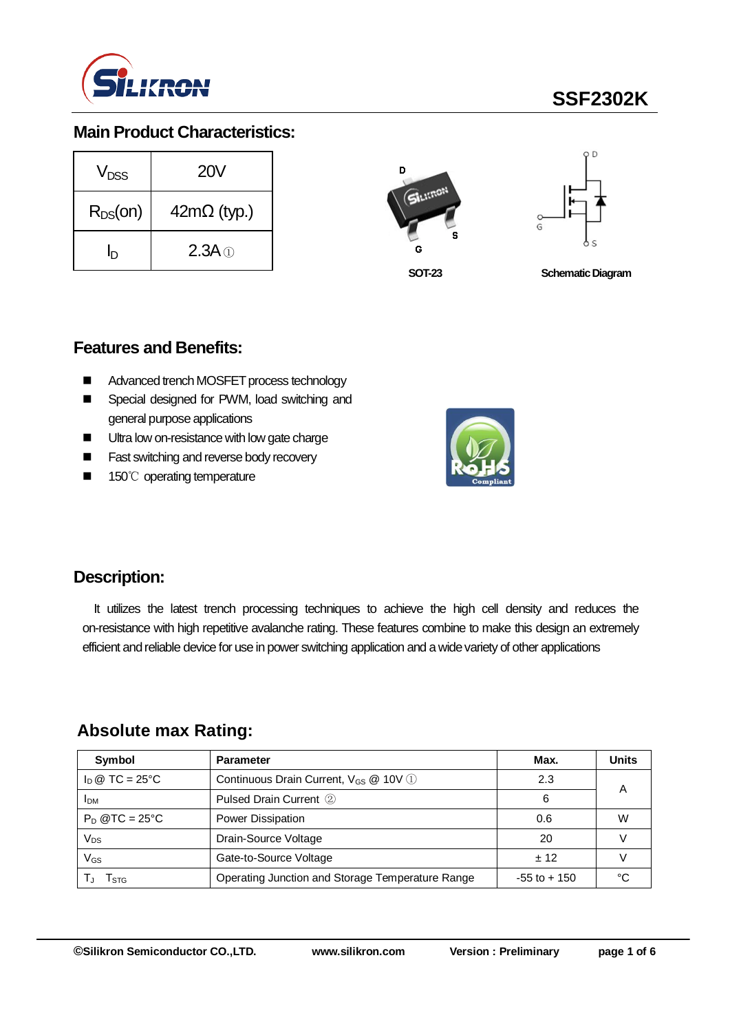# SSF2302K

## Main Product Characteristics:

| | |
|---|---|
| $V_{DSS}$ | 20V |
| $R_{DS}(on)$ | 42mΩ (typ.) |
| $I_D$ | 2.3A ① |

SOT-23

Schematic Diagram

## Features and Benefits:

- Advanced trench MOSFET process technology
- Special designed for PWM, load switching and general purpose applications
- Ultra low on-resistance with low gate charge
- Fast switching and reverse body recovery
- 150℃ operating temperature

## Description:

It utilizes the latest trench processing techniques to achieve the high cell density and reduces the on-resistance with high repetitive avalanche rating. These features combine to make this design an extremely efficient and reliable device for use in power switching application and a wide variety of other applications

## Absolute max Rating:

| Symbol | Parameter | Max. | Units |
|---|---|---|---|
| $I_D$ @ TC = 25°C | Continuous Drain Current, $V_{GS}$ @ 10V ① | 2.3 | A |
| $I_{DM}$ | Pulsed Drain Current ② | 6 | |
| $P_D$ @TC = 25°C | Power Dissipation | 0.6 | W |
| $V_{DS}$ | Drain-Source Voltage | 20 | V |
| $V_{GS}$ | Gate-to-Source Voltage | ± 12 | V |
| $T_J$ $T_{STG}$ | Operating Junction and Storage Temperature Range | -55 to + 150 | °C |

©Silikron Semiconductor CO.,LTD. www.silikron.com Version : Preliminary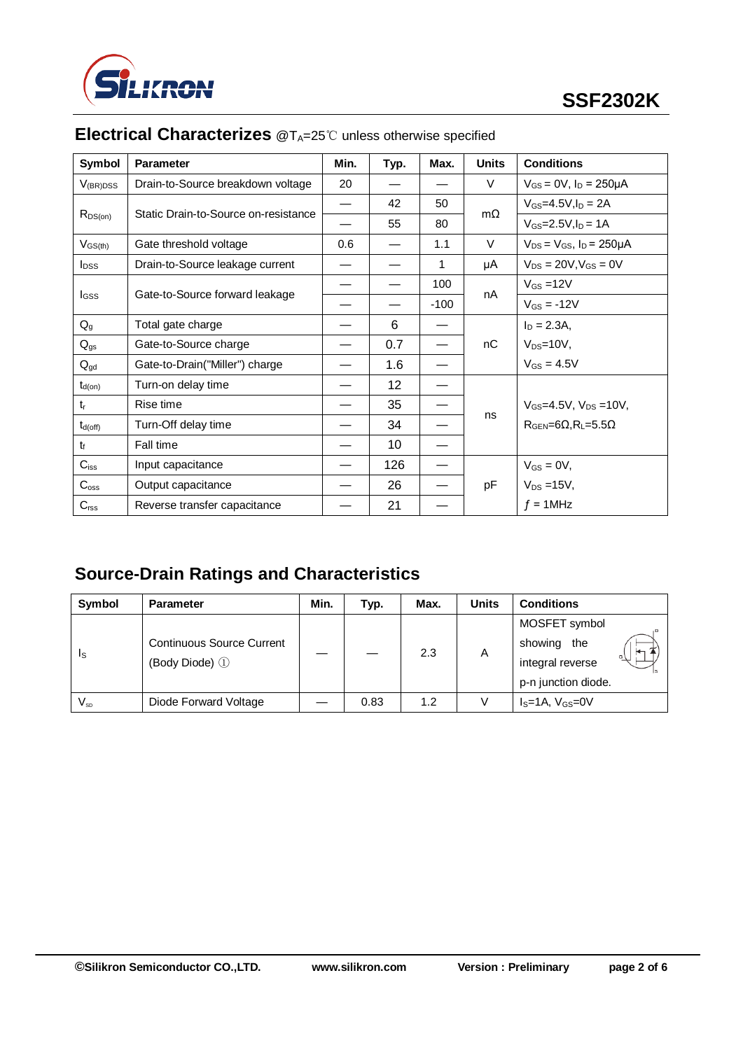## Electrical Characterizes @$T_A$=25℃ unless otherwise specified

| Symbol | Parameter | Min. | Typ. | Max. | Units | Conditions |
|---|---|---|---|---|---|---|
| $V_{(BR)DSS}$ | Drain-to-Source breakdown voltage | 20 | — | — | V | $V_{GS}$ = 0V, $I_D$ = 250μA |
| $R_{DS(on)}$ | Static Drain-to-Source on-resistance | — | 42 | 50 | mΩ | $V_{GS}$=4.5V,$I_D$ = 2A |
| | | — | 55 | 80 | | $V_{GS}$=2.5V,$I_D$ = 1A |
| $V_{GS(th)}$ | Gate threshold voltage | 0.6 | — | 1.1 | V | $V_{DS}$ = $V_{GS}$, $I_D$ = 250μA |
| $I_{DSS}$ | Drain-to-Source leakage current | — | — | 1 | μA | $V_{DS}$ = 20V,$V_{GS}$ = 0V |
| $I_{GSS}$ | Gate-to-Source forward leakage | — | — | 100 | nA | $V_{GS}$ =12V |
| | | — | — | -100 | | $V_{GS}$ = -12V |
| $Q_g$ | Total gate charge | — | 6 | — | nC | $I_D$ = 2.3A, $V_{DS}$=10V, $V_{GS}$ = 4.5V |
| $Q_{gs}$ | Gate-to-Source charge | — | 0.7 | — | | |
| $Q_{gd}$ | Gate-to-Drain("Miller") charge | — | 1.6 | — | | |
| $t_{d(on)}$ | Turn-on delay time | — | 12 | — | ns | $V_{GS}$=4.5V, $V_{DS}$ =10V, $R_{GEN}$=6Ω,$R_L$=5.5Ω |
| $t_r$ | Rise time | — | 35 | — | | |
| $t_{d(off)}$ | Turn-Off delay time | — | 34 | — | | |
| $t_f$ | Fall time | — | 10 | — | | |
| $C_{iss}$ | Input capacitance | — | 126 | — | pF | $V_{GS}$ = 0V, $V_{DS}$ =15V, $f$ = 1MHz |
| $C_{oss}$ | Output capacitance | — | 26 | — | | |
| $C_{rss}$ | Reverse transfer capacitance | — | 21 | — | | |

## Source-Drain Ratings and Characteristics

| Symbol | Parameter | Min. | Typ. | Max. | Units | Conditions |
|---|---|---|---|---|---|---|
| $I_S$ | Continuous Source Current (Body Diode) ① | — | — | 2.3 | A | MOSFET symbol showing the integral reverse p-n junction diode. |
| $V_{SD}$ | Diode Forward Voltage | — | 0.83 | 1.2 | V | $I_S$=1A, $V_{GS}$=0V |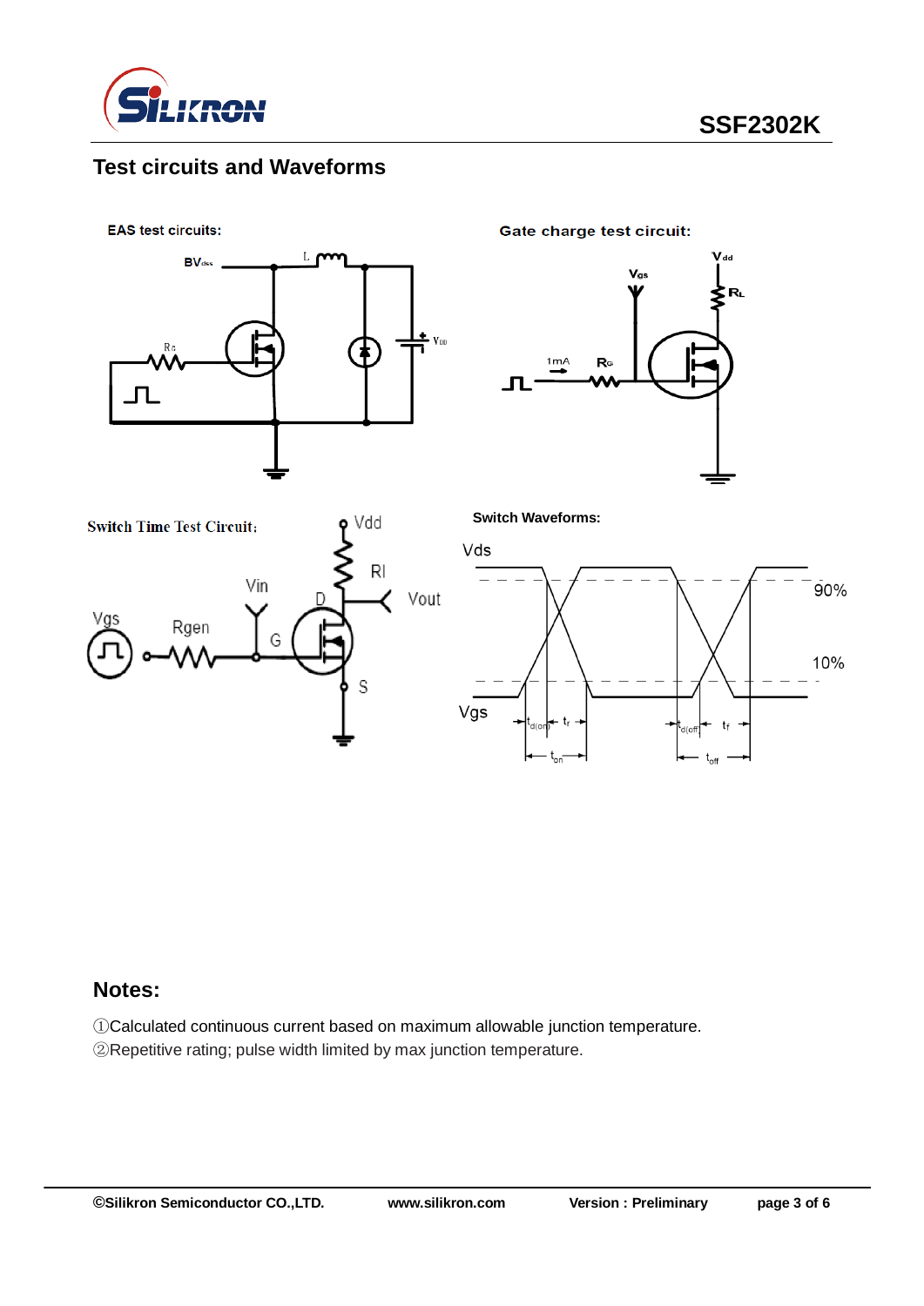## Test circuits and Waveforms

EAS test circuits:

Gate charge test circuit:

Switch Time Test Circuit:

Switch Waveforms:

## Notes:

①Calculated continuous current based on maximum allowable junction temperature.
②Repetitive rating; pulse width limited by max junction temperature.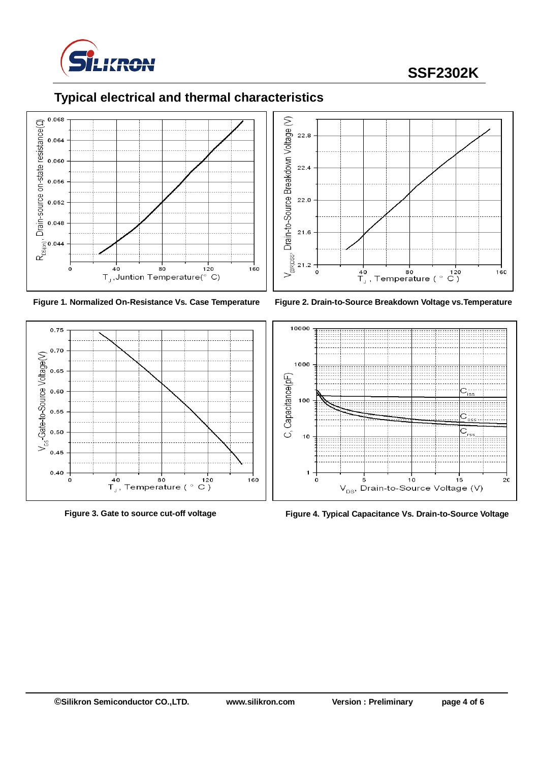## Typical electrical and thermal characteristics

Figure 1. Normalized On-Resistance Vs. Case Temperature

Figure 2. Drain-to-Source Breakdown Voltage vs.Temperature

Figure 3. Gate to source cut-off voltage

Figure 4. Typical Capacitance Vs. Drain-to-Source Voltage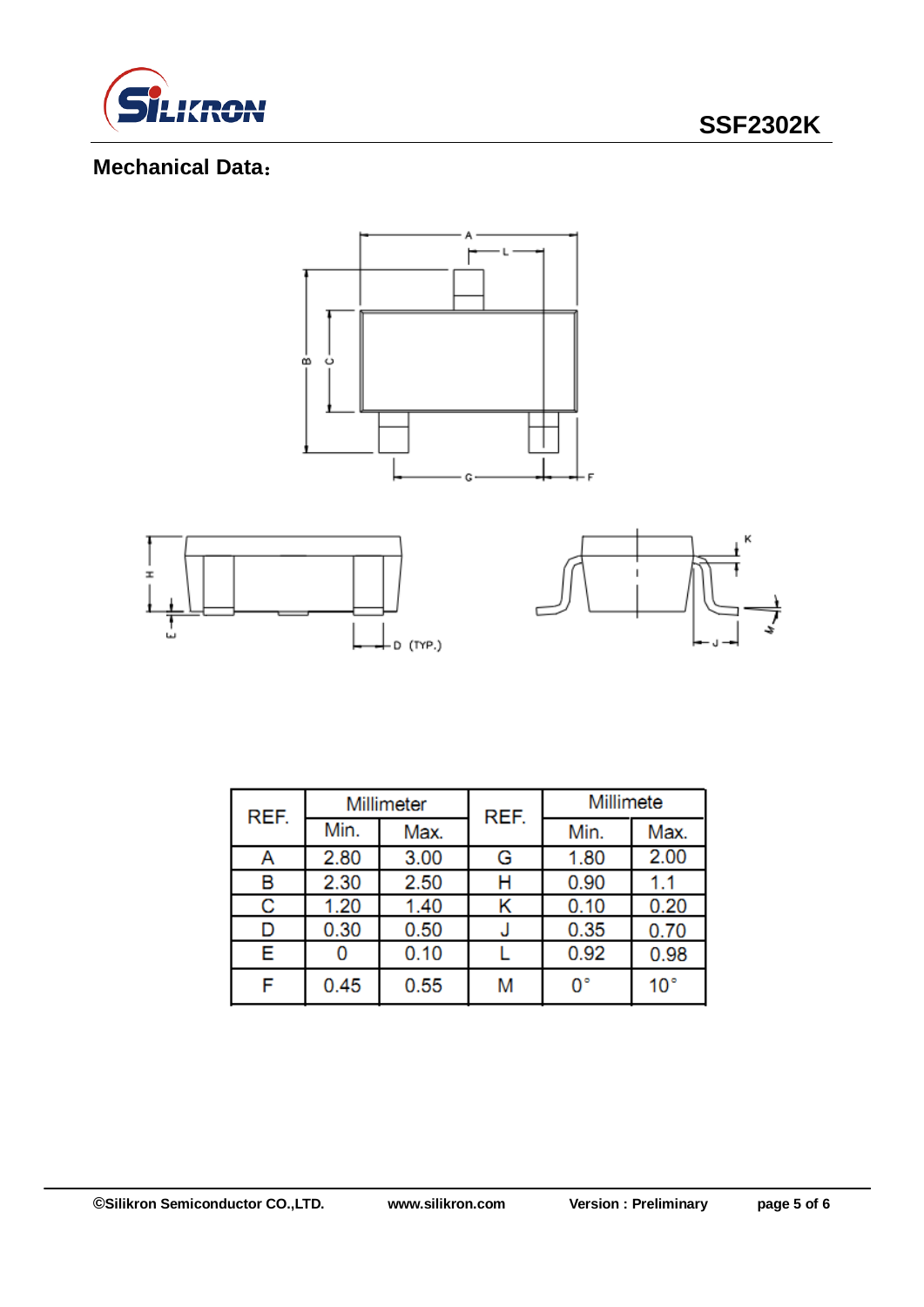## Mechanical Data：

| REF. | Millimeter | | REF. | Millimete | |
|---|---|---|---|---|---|
| | Min. | Max. | | Min. | Max. |
| A | 2.80 | 3.00 | G | 1.80 | 2.00 |
| B | 2.30 | 2.50 | H | 0.90 | 1.1 |
| C | 1.20 | 1.40 | K | 0.10 | 0.20 |
| D | 0.30 | 0.50 | J | 0.35 | 0.70 |
| E | 0 | 0.10 | L | 0.92 | 0.98 |
| F | 0.45 | 0.55 | M | 0° | 10° |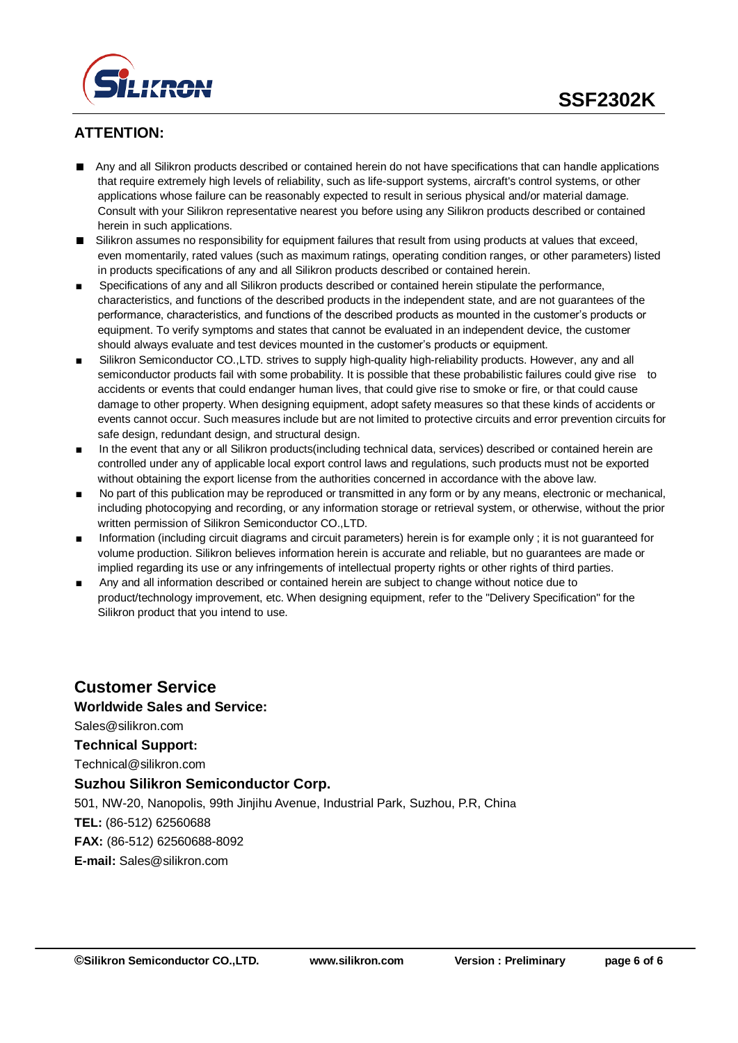## ATTENTION:

- Any and all Silikron products described or contained herein do not have specifications that can handle applications that require extremely high levels of reliability, such as life-support systems, aircraft's control systems, or other applications whose failure can be reasonably expected to result in serious physical and/or material damage. Consult with your Silikron representative nearest you before using any Silikron products described or contained herein in such applications.
- Silikron assumes no responsibility for equipment failures that result from using products at values that exceed, even momentarily, rated values (such as maximum ratings, operating condition ranges, or other parameters) listed in products specifications of any and all Silikron products described or contained herein.
- Specifications of any and all Silikron products described or contained herein stipulate the performance, characteristics, and functions of the described products in the independent state, and are not guarantees of the performance, characteristics, and functions of the described products as mounted in the customer's products or equipment. To verify symptoms and states that cannot be evaluated in an independent device, the customer should always evaluate and test devices mounted in the customer's products or equipment.
- Silikron Semiconductor CO.,LTD. strives to supply high-quality high-reliability products. However, any and all semiconductor products fail with some probability. It is possible that these probabilistic failures could give rise to accidents or events that could endanger human lives, that could give rise to smoke or fire, or that could cause damage to other property. When designing equipment, adopt safety measures so that these kinds of accidents or events cannot occur. Such measures include but are not limited to protective circuits and error prevention circuits for safe design, redundant design, and structural design.
- In the event that any or all Silikron products(including technical data, services) described or contained herein are controlled under any of applicable local export control laws and regulations, such products must not be exported without obtaining the export license from the authorities concerned in accordance with the above law.
- No part of this publication may be reproduced or transmitted in any form or by any means, electronic or mechanical, including photocopying and recording, or any information storage or retrieval system, or otherwise, without the prior written permission of Silikron Semiconductor CO.,LTD.
- Information (including circuit diagrams and circuit parameters) herein is for example only ; it is not guaranteed for volume production. Silikron believes information herein is accurate and reliable, but no guarantees are made or implied regarding its use or any infringements of intellectual property rights or other rights of third parties.
- Any and all information described or contained herein are subject to change without notice due to product/technology improvement, etc. When designing equipment, refer to the "Delivery Specification" for the Silikron product that you intend to use.

## Customer Service

**Worldwide Sales and Service:**

Sales@silikron.com

**Technical Support:**

Technical@silikron.com

**Suzhou Silikron Semiconductor Corp.**

501, NW-20, Nanopolis, 99th Jinjihu Avenue, Industrial Park, Suzhou, P.R, China

**TEL:** (86-512) 62560688

**FAX:** (86-512) 62560688-8092

**E-mail:** Sales@silikron.com